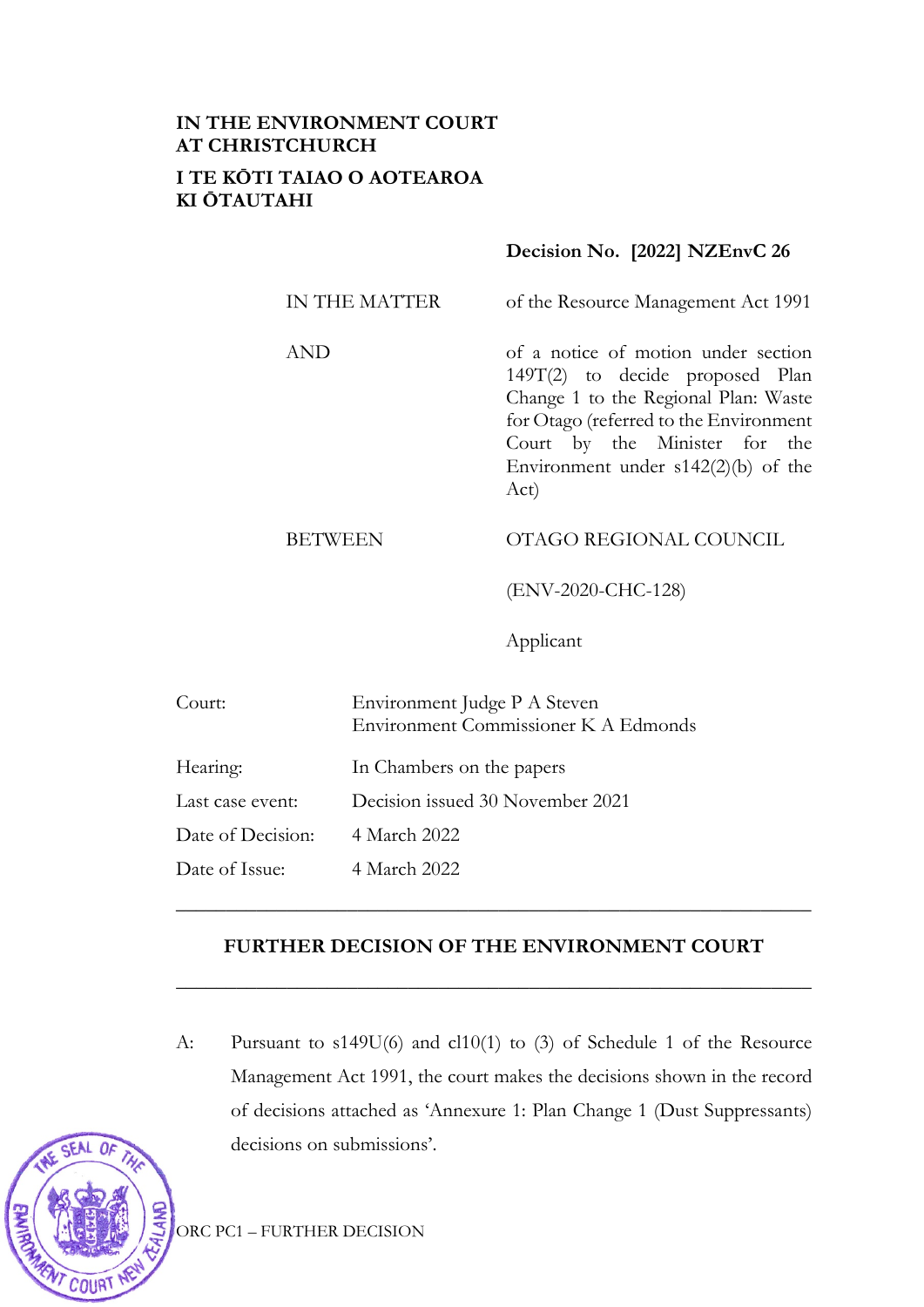**IN THE ENVIRONMENT COURT AT CHRISTCHURCH**

**I TE KŌTI TAIAO O AOTEAROA KI ŌTAUTAHI**

**Decision No. [2022] NZEnvC 26**

| | |
|---|---|
| IN THE MATTER | of the Resource Management Act 1991 |
| AND | of a notice of motion under section 149T(2) to decide proposed Plan Change 1 to the Regional Plan: Waste for Otago (referred to the Environment Court by the Minister for the Environment under s142(2)(b) of the Act) |
| BETWEEN | OTAGO REGIONAL COUNCIL |
| | (ENV-2020-CHC-128) |
| | Applicant |

| | |
|---|---|
| Court: | Environment Judge P A Steven<br>Environment Commissioner K A Edmonds |
| Hearing: | In Chambers on the papers |
| Last case event: | Decision issued 30 November 2021 |
| Date of Decision: | 4 March 2022 |
| Date of Issue: | 4 March 2022 |

---

## FURTHER DECISION OF THE ENVIRONMENT COURT

---

A: Pursuant to s149U(6) and cl10(1) to (3) of Schedule 1 of the Resource Management Act 1991, the court makes the decisions shown in the record of decisions attached as 'Annexure 1: Plan Change 1 (Dust Suppressants) decisions on submissions'.

ORC PC1 – FURTHER DECISION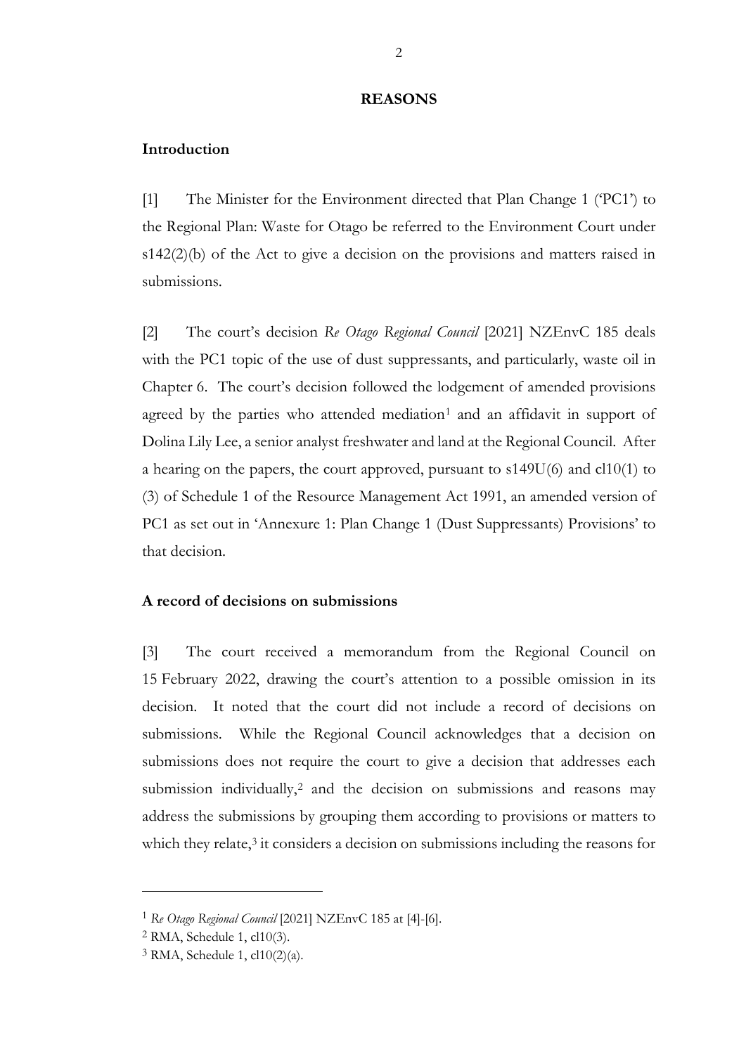## REASONS

### Introduction

[1] The Minister for the Environment directed that Plan Change 1 ('PC1') to the Regional Plan: Waste for Otago be referred to the Environment Court under s142(2)(b) of the Act to give a decision on the provisions and matters raised in submissions.

[2] The court's decision *Re Otago Regional Council* [2021] NZEnvC 185 deals with the PC1 topic of the use of dust suppressants, and particularly, waste oil in Chapter 6. The court's decision followed the lodgement of amended provisions agreed by the parties who attended mediation[1] and an affidavit in support of Dolina Lily Lee, a senior analyst freshwater and land at the Regional Council. After a hearing on the papers, the court approved, pursuant to s149U(6) and cl10(1) to (3) of Schedule 1 of the Resource Management Act 1991, an amended version of PC1 as set out in 'Annexure 1: Plan Change 1 (Dust Suppressants) Provisions' to that decision.

### A record of decisions on submissions

[3] The court received a memorandum from the Regional Council on 15 February 2022, drawing the court's attention to a possible omission in its decision. It noted that the court did not include a record of decisions on submissions. While the Regional Council acknowledges that a decision on submissions does not require the court to give a decision that addresses each submission individually,[2] and the decision on submissions and reasons may address the submissions by grouping them according to provisions or matters to which they relate,[3] it considers a decision on submissions including the reasons for

---

[1] *Re Otago Regional Council* [2021] NZEnvC 185 at [4]-[6].

[2] RMA, Schedule 1, cl10(3).

[3] RMA, Schedule 1, cl10(2)(a).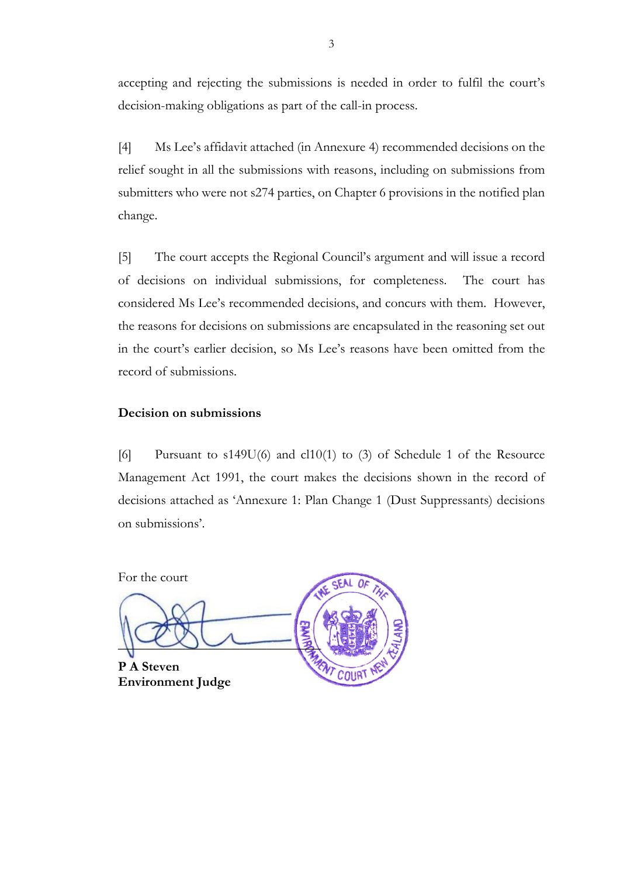accepting and rejecting the submissions is needed in order to fulfil the court's decision-making obligations as part of the call-in process.

[4] Ms Lee's affidavit attached (in Annexure 4) recommended decisions on the relief sought in all the submissions with reasons, including on submissions from submitters who were not s274 parties, on Chapter 6 provisions in the notified plan change.

[5] The court accepts the Regional Council's argument and will issue a record of decisions on individual submissions, for completeness. The court has considered Ms Lee's recommended decisions, and concurs with them. However, the reasons for decisions on submissions are encapsulated in the reasoning set out in the court's earlier decision, so Ms Lee's reasons have been omitted from the record of submissions.

## Decision on submissions

[6] Pursuant to s149U(6) and cl10(1) to (3) of Schedule 1 of the Resource Management Act 1991, the court makes the decisions shown in the record of decisions attached as 'Annexure 1: Plan Change 1 (Dust Suppressants) decisions on submissions'.

For the court

**P A Steven**
**Environment Judge**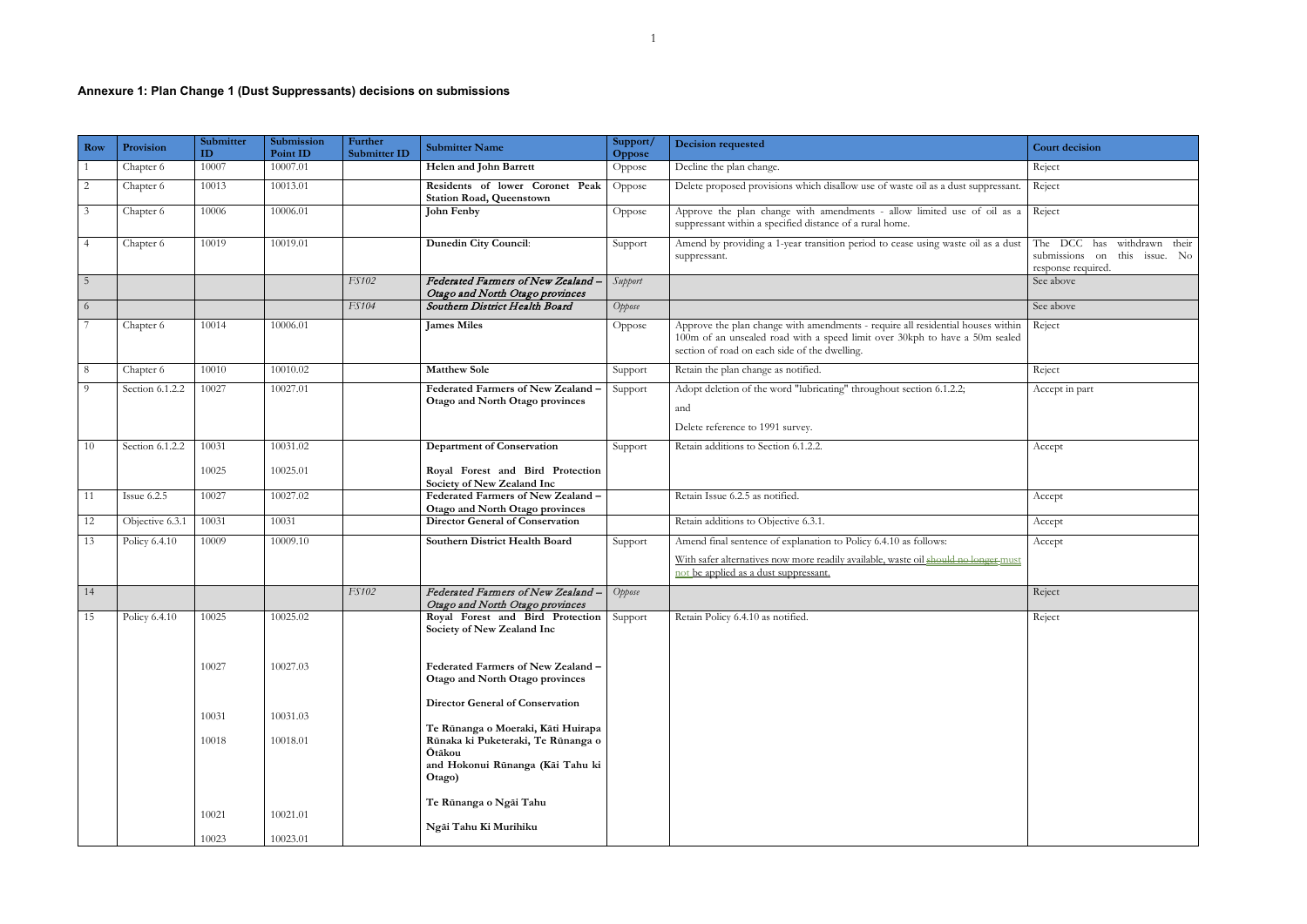## Annexure 1: Plan Change 1 (Dust Suppressants) decisions on submissions

| Row | Provision | Submitter ID | Submission Point ID | Further Submitter ID | Submitter Name | Support/ Oppose | Decision requested | Court decision |
|---|---|---|---|---|---|---|---|---|
| 1 | Chapter 6 | 10007 | 10007.01 | | **Helen and John Barrett** | Oppose | Decline the plan change. | Reject |
| 2 | Chapter 6 | 10013 | 10013.01 | | **Residents of lower Coronet Peak Station Road, Queenstown** | Oppose | Delete proposed provisions which disallow use of waste oil as a dust suppressant. | Reject |
| 3 | Chapter 6 | 10006 | 10006.01 | | **John Fenby** | Oppose | Approve the plan change with amendments - allow limited use of oil as a suppressant within a specified distance of a rural home. | Reject |
| 4 | Chapter 6 | 10019 | 10019.01 | | **Dunedin City Council**: | Support | Amend by providing a 1-year transition period to cease using waste oil as a dust suppressant. | The DCC has withdrawn their submissions on this issue. No response required. |
| 5 | | | | *FS102* | ***Federated Farmers of New Zealand – Otago and North Otago provinces*** | *Support* | | See above |
| 6 | | | | *FS104* | ***Southern District Health Board*** | *Oppose* | | See above |
| 7 | Chapter 6 | 10014 | 10006.01 | | **James Miles** | Oppose | Approve the plan change with amendments - require all residential houses within 100m of an unsealed road with a speed limit over 30kph to have a 50m sealed section of road on each side of the dwelling. | Reject |
| 8 | Chapter 6 | 10010 | 10010.02 | | **Matthew Sole** | Support | Retain the plan change as notified. | Reject |
| 9 | Section 6.1.2.2 | 10027 | 10027.01 | | **Federated Farmers of New Zealand – Otago and North Otago provinces** | Support | Adopt deletion of the word "lubricating" throughout section 6.1.2.2;<br><br>and<br><br>Delete reference to 1991 survey. | Accept in part |
| 10 | Section 6.1.2.2 | 10031<br><br>10025 | 10031.02<br><br>10025.01 | | **Department of Conservation**<br><br>**Royal Forest and Bird Protection Society of New Zealand Inc** | Support | Retain additions to Section 6.1.2.2. | Accept |
| 11 | Issue 6.2.5 | 10027 | 10027.02 | | **Federated Farmers of New Zealand – Otago and North Otago provinces** | | Retain Issue 6.2.5 as notified. | Accept |
| 12 | Objective 6.3.1 | 10031 | 10031 | | **Director General of Conservation** | | Retain additions to Objective 6.3.1. | Accept |
| 13 | Policy 6.4.10 | 10009 | 10009.10 | | **Southern District Health Board** | Support | Amend final sentence of explanation to Policy 6.4.10 as follows:<br><br>With safer alternatives now more readily available, waste oil ~~should no longer~~ must not be applied as a dust suppressant. | Accept |
| 14 | | | | *FS102* | ***Federated Farmers of New Zealand – Otago and North Otago provinces*** | *Oppose* | | Reject |
| 15 | Policy 6.4.10 | 10025<br><br>10027<br><br>10031<br><br>10018<br><br>10021<br><br>10023 | 10025.02<br><br>10027.03<br><br>10031.03<br><br>10018.01<br><br>10021.01<br><br>10023.01 | | **Royal Forest and Bird Protection Society of New Zealand Inc**<br><br>**Federated Farmers of New Zealand – Otago and North Otago provinces**<br><br>**Director General of Conservation**<br><br>**Te Rūnanga o Moeraki, Kāti Huirapa Rūnaka ki Puketeraki, Te Rūnanga o Ōtākou and Hokonui Rūnanga (Kāi Tahu ki Otago)**<br><br>**Te Rūnanga o Ngāi Tahu**<br><br>**Ngāi Tahu Ki Murihiku** | Support | Retain Policy 6.4.10 as notified. | Reject |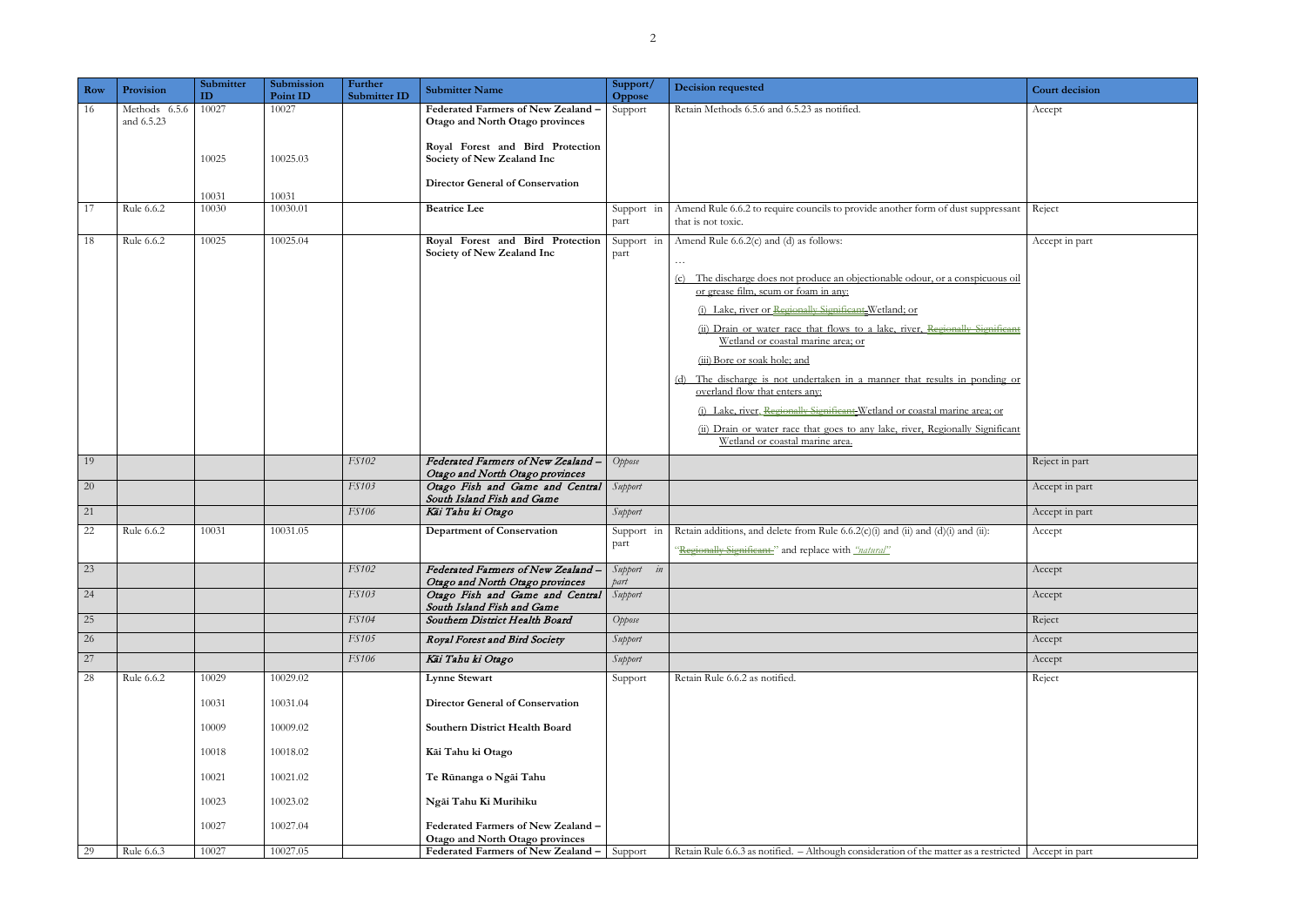| Row | Provision | Submitter ID | Submission Point ID | Further Submitter ID | Submitter Name | Support/ Oppose | Decision requested | Court decision |
|---|---|---|---|---|---|---|---|---|
| 16 | Methods 6.5.6 and 6.5.23 | 10027<br><br>10025<br><br>10031 | 10027<br><br>10025.03<br><br>10031 | | **Federated Farmers of New Zealand – Otago and North Otago provinces**<br><br>**Royal Forest and Bird Protection Society of New Zealand Inc**<br><br>**Director General of Conservation** | Support | Retain Methods 6.5.6 and 6.5.23 as notified. | Accept |
| 17 | Rule 6.6.2 | 10030 | 10030.01 | | **Beatrice Lee** | Support in part | Amend Rule 6.6.2 to require councils to provide another form of dust suppressant that is not toxic. | Reject |
| 18 | Rule 6.6.2 | 10025 | 10025.04 | | **Royal Forest and Bird Protection Society of New Zealand Inc** | Support in part | Amend Rule 6.6.2(c) and (d) as follows:<br>…<br>(c) The discharge does not produce an objectionable odour, or a conspicuous oil or grease film, scum or foam in any:<br>(i) Lake, river or ~~Regionally Significant~~ Wetland; or<br>(ii) Drain or water race that flows to a lake, river, ~~Regionally Significant~~ Wetland or coastal marine area; or<br>(iii) Bore or soak hole; and<br>(d) The discharge is not undertaken in a manner that results in ponding or overland flow that enters any:<br>(i) Lake, river, ~~Regionally Significant~~ Wetland or coastal marine area; or<br>(ii) Drain or water race that goes to any lake, river, Regionally Significant Wetland or coastal marine area. | Accept in part |
| 19 | | | | *FS102* | *Federated Farmers of New Zealand – Otago and North Otago provinces* | *Oppose* | | Reject in part |
| 20 | | | | *FS103* | *Otago Fish and Game and Central South Island Fish and Game* | *Support* | | Accept in part |
| 21 | | | | *FS106* | *Kāi Tahu ki Otago* | *Support* | | Accept in part |
| 22 | Rule 6.6.2 | 10031 | 10031.05 | | **Department of Conservation** | Support in part | Retain additions, and delete from Rule 6.6.2(c)(i) and (ii) and (d)(i) and (ii):<br>"~~Regionally Significant~~" and replace with *"natural"* | Accept |
| 23 | | | | *FS102* | *Federated Farmers of New Zealand – Otago and North Otago provinces* | *Support in part* | | Accept |
| 24 | | | | *FS103* | *Otago Fish and Game and Central South Island Fish and Game* | *Support* | | Accept |
| 25 | | | | *FS104* | *Southern District Health Board* | *Oppose* | | Reject |
| 26 | | | | *FS105* | *Royal Forest and Bird Society* | *Support* | | Accept |
| 27 | | | | *FS106* | *Kāi Tahu ki Otago* | *Support* | | Accept |
| 28 | Rule 6.6.2 | 10029<br><br>10031<br><br>10009<br><br>10018<br><br>10021<br><br>10023<br><br>10027 | 10029.02<br><br>10031.04<br><br>10009.02<br><br>10018.02<br><br>10021.02<br><br>10023.02<br><br>10027.04 | | **Lynne Stewart**<br><br>**Director General of Conservation**<br><br>**Southern District Health Board**<br><br>**Kāi Tahu ki Otago**<br><br>**Te Rūnanga o Ngāi Tahu**<br><br>**Ngāi Tahu Ki Murihiku**<br><br>**Federated Farmers of New Zealand – Otago and North Otago provinces** | Support | Retain Rule 6.6.2 as notified. | Reject |
| 29 | Rule 6.6.3 | 10027 | 10027.05 | | **Federated Farmers of New Zealand –** | Support | Retain Rule 6.6.3 as notified. – Although consideration of the matter as a restricted | Accept in part |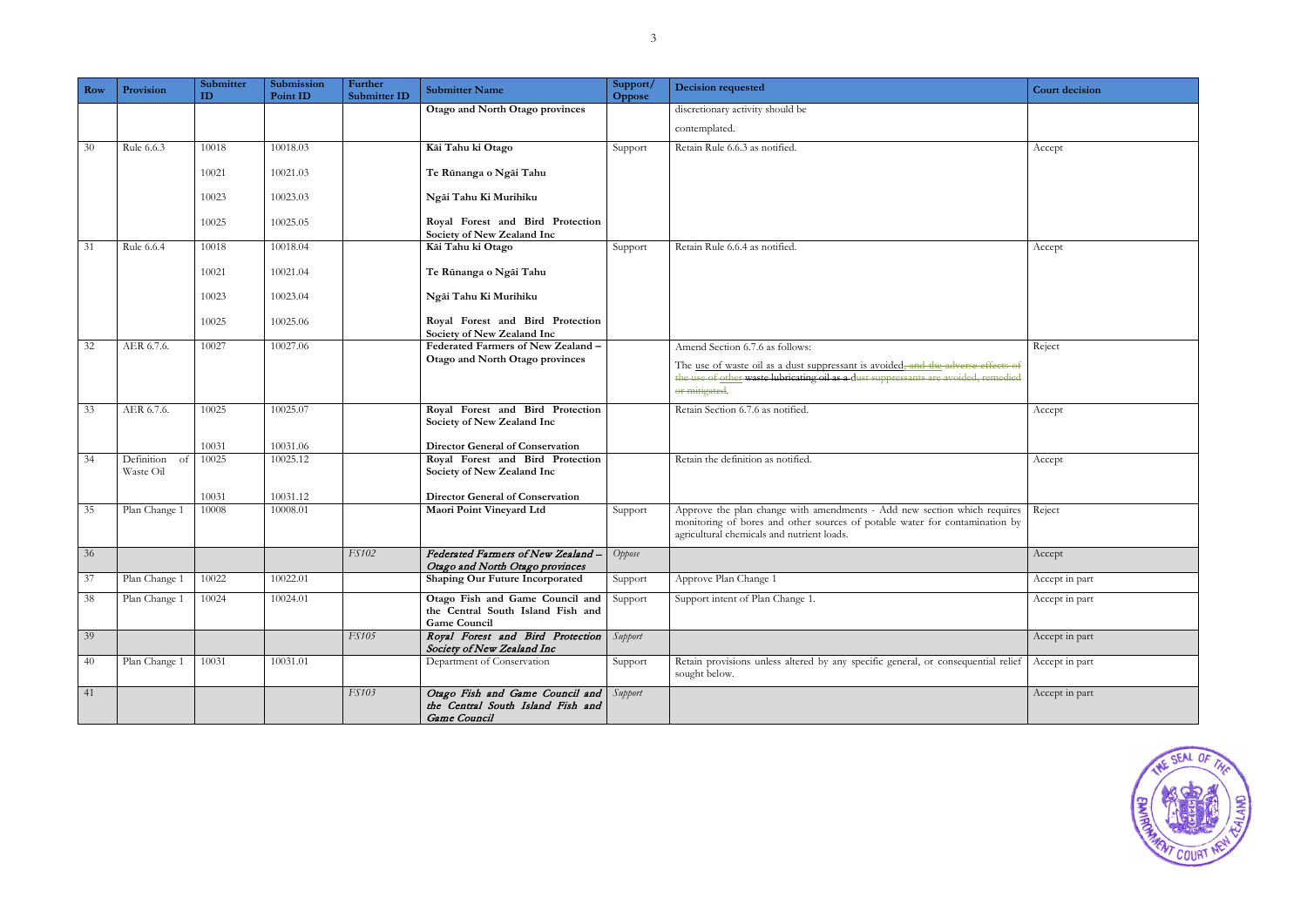| Row | Provision | Submitter ID | Submission Point ID | Further Submitter ID | Submitter Name | Support/ Oppose | Decision requested | Court decision |
|---|---|---|---|---|---|---|---|---|
| | | | | | **Otago and North Otago provinces** | | discretionary activity should be contemplated. | |
| 30 | Rule 6.6.3 | 10018<br>10021<br>10023<br>10025 | 10018.03<br>10021.03<br>10023.03<br>10025.05 | | **Kāi Tahu ki Otago**<br>**Te Rūnanga o Ngāi Tahu**<br>**Ngāi Tahu Ki Murihiku**<br>**Royal Forest and Bird Protection Society of New Zealand Inc** | Support | Retain Rule 6.6.3 as notified. | Accept |
| 31 | Rule 6.6.4 | 10018<br>10021<br>10023<br>10025 | 10018.04<br>10021.04<br>10023.04<br>10025.06 | | **Kāi Tahu ki Otago**<br>**Te Rūnanga o Ngāi Tahu**<br>**Ngāi Tahu Ki Murihiku**<br>**Royal Forest and Bird Protection Society of New Zealand Inc** | Support | Retain Rule 6.6.4 as notified. | Accept |
| 32 | AER 6.7.6. | 10027 | 10027.06 | | **Federated Farmers of New Zealand – Otago and North Otago provinces** | | Amend Section 6.7.6 as follows:<br>The use of waste oil as a dust suppressant is avoided~~, and the adverse effects of the use of other~~ waste lubricating oil as a ~~dust suppressants are avoided, remedied or mitigated~~. | Reject |
| 33 | AER 6.7.6. | 10025<br>10031 | 10025.07<br>10031.06 | | **Royal Forest and Bird Protection Society of New Zealand Inc**<br>**Director General of Conservation** | | Retain Section 6.7.6 as notified. | Accept |
| 34 | Definition of Waste Oil | 10025<br>10031 | 10025.12<br>10031.12 | | **Royal Forest and Bird Protection Society of New Zealand Inc**<br>**Director General of Conservation** | | Retain the definition as notified. | Accept |
| 35 | Plan Change 1 | 10008 | 10008.01 | | **Maori Point Vineyard Ltd** | Support | Approve the plan change with amendments - Add new section which requires monitoring of bores and other sources of potable water for contamination by agricultural chemicals and nutrient loads. | Reject |
| 36 | | | | *FS102* | ***Federated Farmers of New Zealand – Otago and North Otago provinces*** | *Oppose* | | Accept |
| 37 | Plan Change 1 | 10022 | 10022.01 | | **Shaping Our Future Incorporated** | Support | Approve Plan Change 1 | Accept in part |
| 38 | Plan Change 1 | 10024 | 10024.01 | | **Otago Fish and Game Council and the Central South Island Fish and Game Council** | Support | Support intent of Plan Change 1. | Accept in part |
| 39 | | | | *FS105* | ***Royal Forest and Bird Protection Society of New Zealand Inc*** | *Support* | | Accept in part |
| 40 | Plan Change 1 | 10031 | 10031.01 | | Department of Conservation | Support | Retain provisions unless altered by any specific general, or consequential relief sought below. | Accept in part |
| 41 | | | | *FS103* | *Otago Fish and Game Council and the Central South Island Fish and Game Council* | *Support* | | Accept in part |